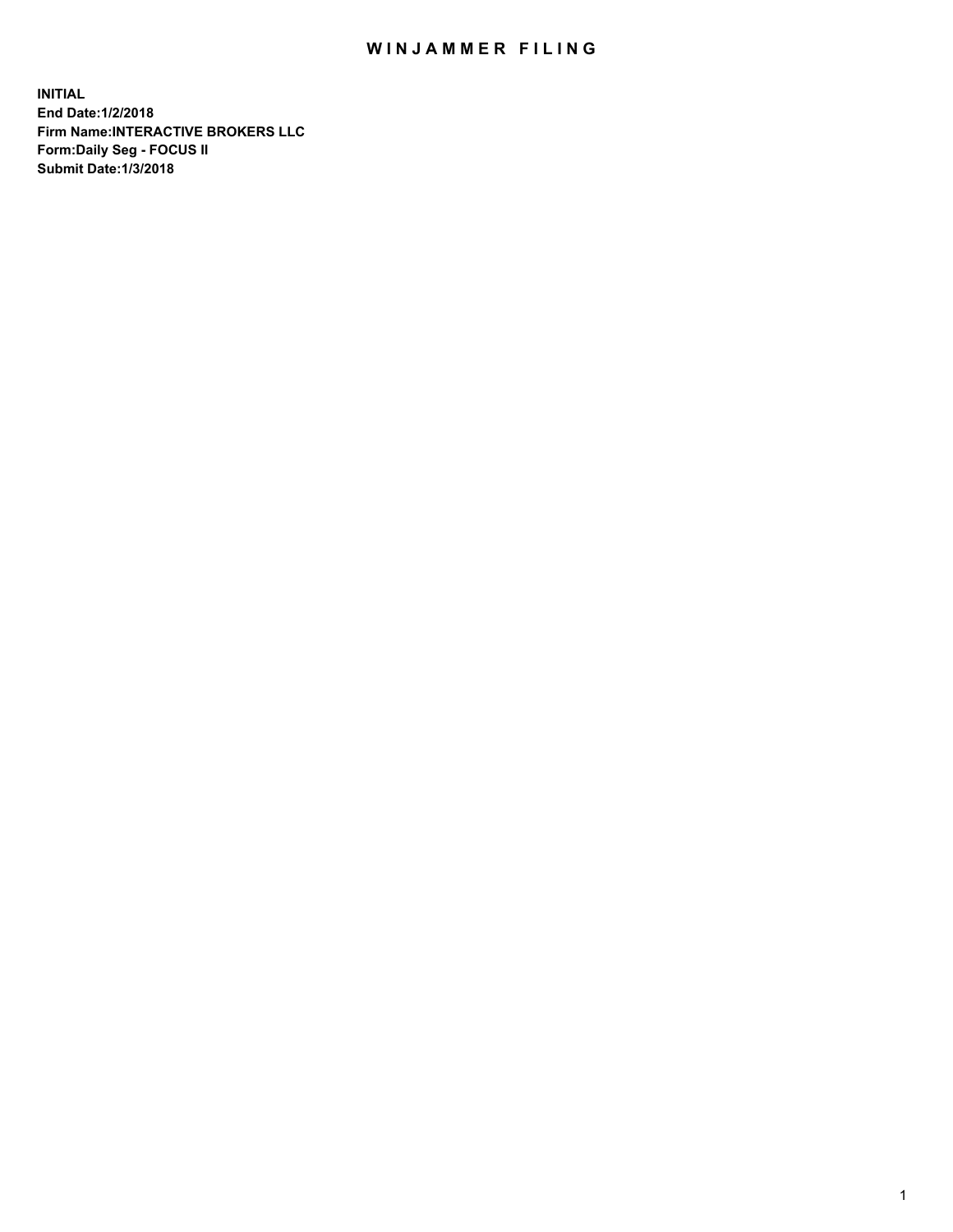# WINJAMMER FILING

**INITIAL**
**End Date:1/2/2018**
**Firm Name:INTERACTIVE BROKERS LLC**
**Form:Daily Seg - FOCUS II**
**Submit Date:1/3/2018**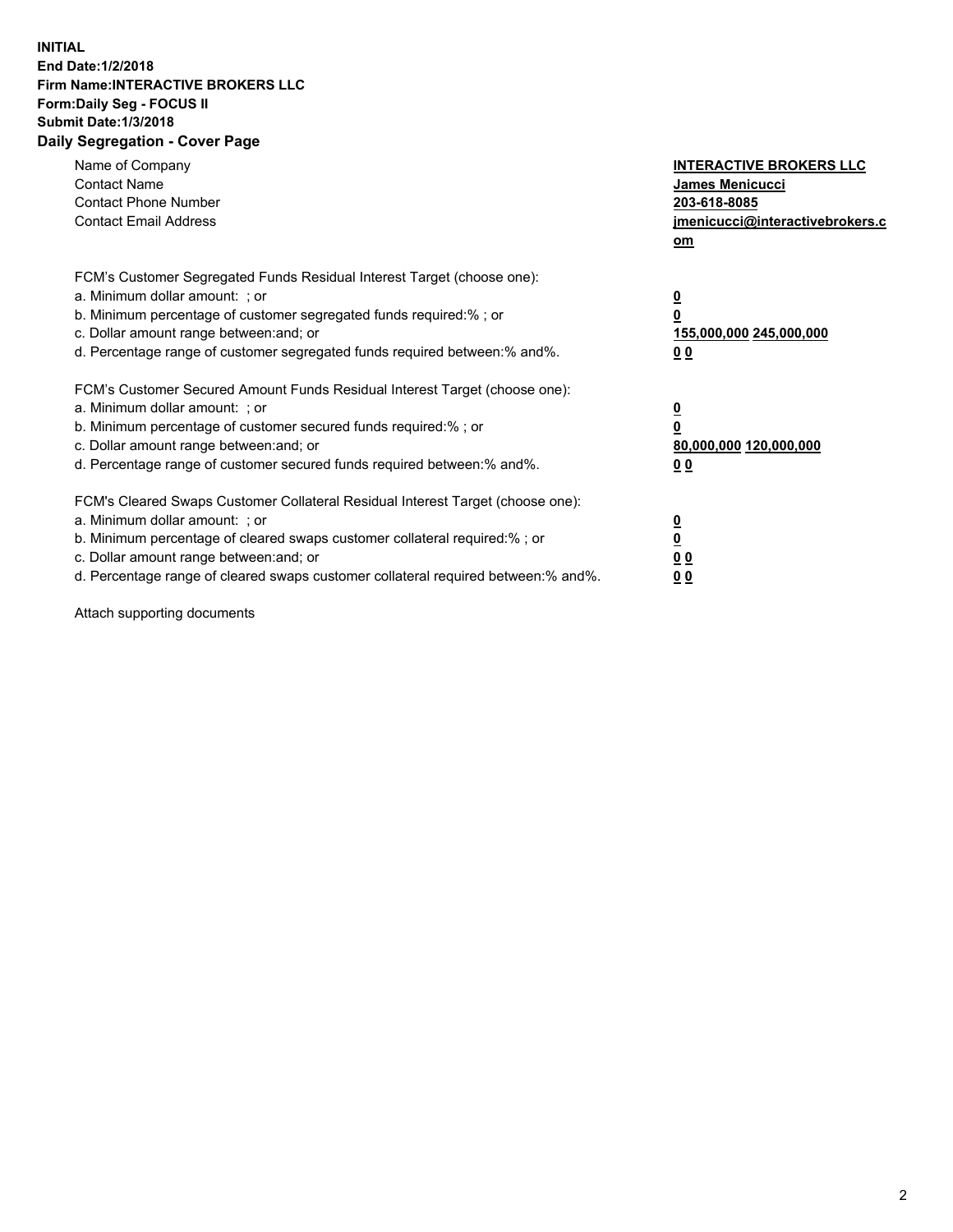**INITIAL**
**End Date:1/2/2018**
**Firm Name:INTERACTIVE BROKERS LLC**
**Form:Daily Seg - FOCUS II**
**Submit Date:1/3/2018**

## Daily Segregation - Cover Page

| | |
|---|---|
| Name of Company | **INTERACTIVE BROKERS LLC** |
| Contact Name | **James Menicucci** |
| Contact Phone Number | **203-618-8085** |
| Contact Email Address | **jmenicucci@interactivebrokers.com** |

FCM's Customer Segregated Funds Residual Interest Target (choose one):

| | |
|---|---|
| a. Minimum dollar amount: ; or | **0** |
| b. Minimum percentage of customer segregated funds required:% ; or | **0** |
| c. Dollar amount range between:and; or | **155,000,000 245,000,000** |
| d. Percentage range of customer segregated funds required between:% and%. | **0 0** |

FCM's Customer Secured Amount Funds Residual Interest Target (choose one):

| | |
|---|---|
| a. Minimum dollar amount: ; or | **0** |
| b. Minimum percentage of customer secured funds required:% ; or | **0** |
| c. Dollar amount range between:and; or | **80,000,000 120,000,000** |
| d. Percentage range of customer secured funds required between:% and%. | **0 0** |

FCM's Cleared Swaps Customer Collateral Residual Interest Target (choose one):

| | |
|---|---|
| a. Minimum dollar amount: ; or | **0** |
| b. Minimum percentage of cleared swaps customer collateral required:% ; or | **0** |
| c. Dollar amount range between:and; or | **0 0** |
| d. Percentage range of cleared swaps customer collateral required between:% and%. | **0 0** |

Attach supporting documents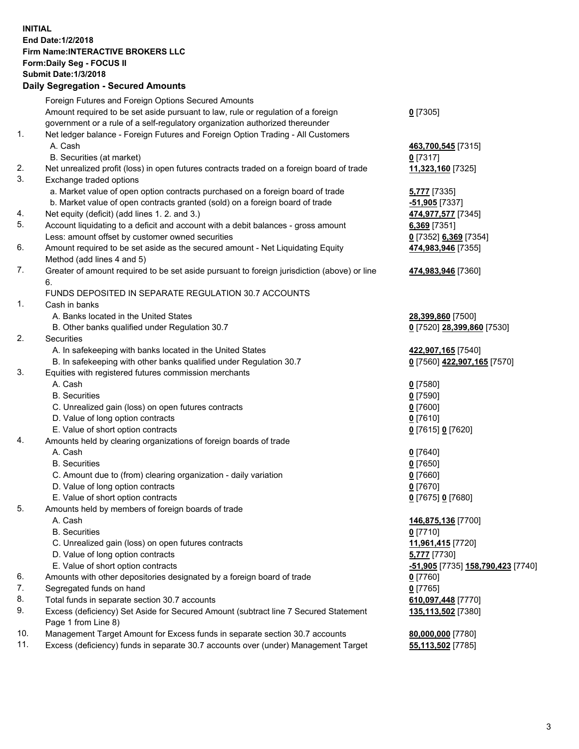**INITIAL**
**End Date:1/2/2018**
**Firm Name:INTERACTIVE BROKERS LLC**
**Form:Daily Seg - FOCUS II**
**Submit Date:1/3/2018**

## Daily Segregation - Secured Amounts

| | | |
|---|---|---|
| | Foreign Futures and Foreign Options Secured Amounts | |
| | Amount required to be set aside pursuant to law, rule or regulation of a foreign government or a rule of a self-regulatory organization authorized thereunder | **0** [7305] |
| 1. | Net ledger balance - Foreign Futures and Foreign Option Trading - All Customers | |
| | A. Cash | **463,700,545** [7315] |
| | B. Securities (at market) | **0** [7317] |
| 2. | Net unrealized profit (loss) in open futures contracts traded on a foreign board of trade | **11,323,160** [7325] |
| 3. | Exchange traded options | |
| | a. Market value of open option contracts purchased on a foreign board of trade | **5,777** [7335] |
| | b. Market value of open contracts granted (sold) on a foreign board of trade | **-51,905** [7337] |
| 4. | Net equity (deficit) (add lines 1. 2. and 3.) | **474,977,577** [7345] |
| 5. | Account liquidating to a deficit and account with a debit balances - gross amount | **6,369** [7351] |
| | Less: amount offset by customer owned securities | **0** [7352] **6,369** [7354] |
| 6. | Amount required to be set aside as the secured amount - Net Liquidating Equity Method (add lines 4 and 5) | **474,983,946** [7355] |
| 7. | Greater of amount required to be set aside pursuant to foreign jurisdiction (above) or line 6. | **474,983,946** [7360] |
| | FUNDS DEPOSITED IN SEPARATE REGULATION 30.7 ACCOUNTS | |
| 1. | Cash in banks | |
| | A. Banks located in the United States | **28,399,860** [7500] |
| | B. Other banks qualified under Regulation 30.7 | **0** [7520] **28,399,860** [7530] |
| 2. | Securities | |
| | A. In safekeeping with banks located in the United States | **422,907,165** [7540] |
| | B. In safekeeping with other banks qualified under Regulation 30.7 | **0** [7560] **422,907,165** [7570] |
| 3. | Equities with registered futures commission merchants | |
| | A. Cash | **0** [7580] |
| | B. Securities | **0** [7590] |
| | C. Unrealized gain (loss) on open futures contracts | **0** [7600] |
| | D. Value of long option contracts | **0** [7610] |
| | E. Value of short option contracts | **0** [7615] **0** [7620] |
| 4. | Amounts held by clearing organizations of foreign boards of trade | |
| | A. Cash | **0** [7640] |
| | B. Securities | **0** [7650] |
| | C. Amount due to (from) clearing organization - daily variation | **0** [7660] |
| | D. Value of long option contracts | **0** [7670] |
| | E. Value of short option contracts | **0** [7675] **0** [7680] |
| 5. | Amounts held by members of foreign boards of trade | |
| | A. Cash | **146,875,136** [7700] |
| | B. Securities | **0** [7710] |
| | C. Unrealized gain (loss) on open futures contracts | **11,961,415** [7720] |
| | D. Value of long option contracts | **5,777** [7730] |
| | E. Value of short option contracts | **-51,905** [7735] **158,790,423** [7740] |
| 6. | Amounts with other depositories designated by a foreign board of trade | **0** [7760] |
| 7. | Segregated funds on hand | **0** [7765] |
| 8. | Total funds in separate section 30.7 accounts | **610,097,448** [7770] |
| 9. | Excess (deficiency) Set Aside for Secured Amount (subtract line 7 Secured Statement Page 1 from Line 8) | **135,113,502** [7380] |
| 10. | Management Target Amount for Excess funds in separate section 30.7 accounts | **80,000,000** [7780] |
| 11. | Excess (deficiency) funds in separate 30.7 accounts over (under) Management Target | **55,113,502** [7785] |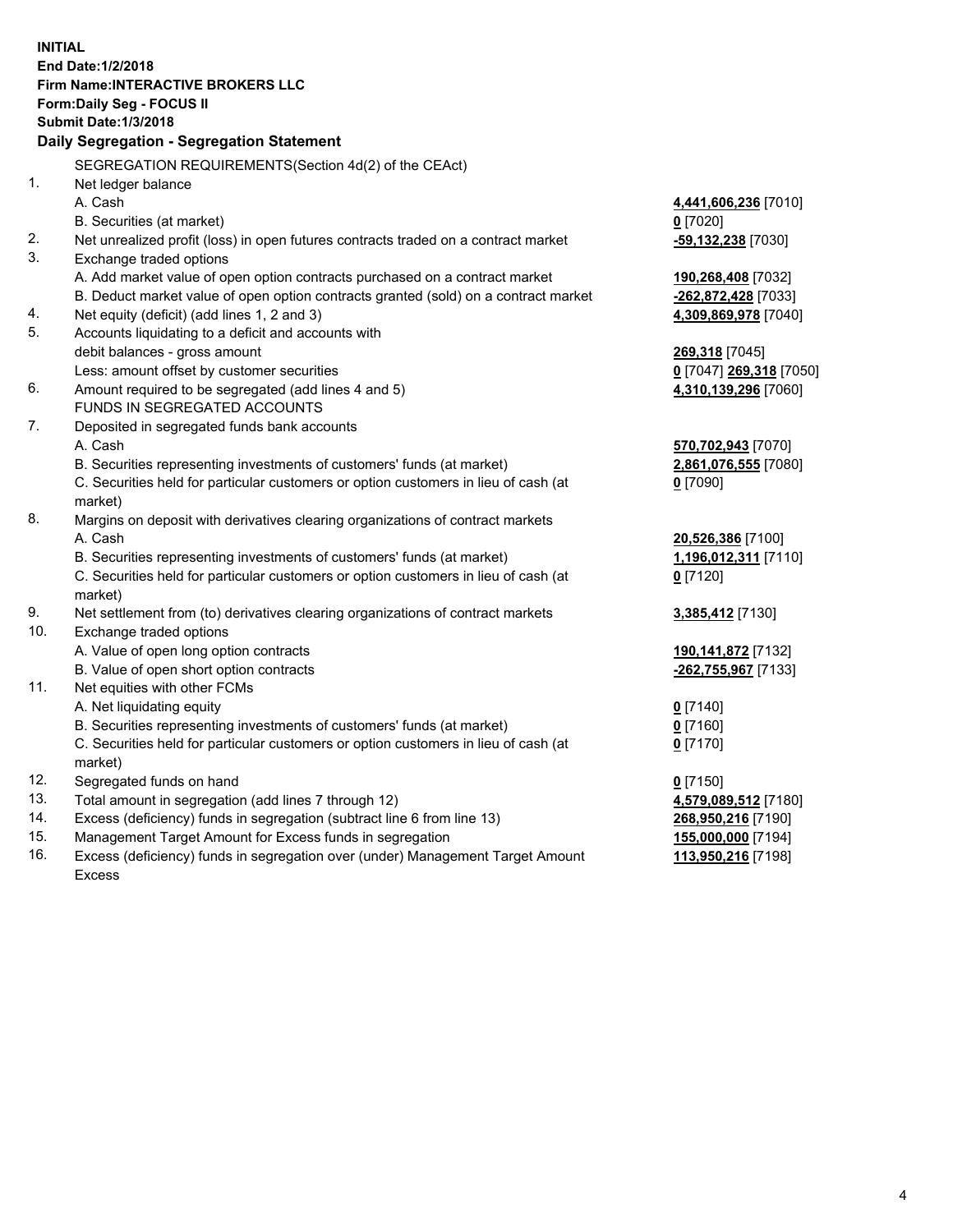**INITIAL**
**End Date:1/2/2018**
**Firm Name:INTERACTIVE BROKERS LLC**
**Form:Daily Seg - FOCUS II**
**Submit Date:1/3/2018**
**Daily Segregation - Segregation Statement**

SEGREGATION REQUIREMENTS(Section 4d(2) of the CEAct)

| | | |
|---|---|---|
| 1. | Net ledger balance | |
| | A. Cash | **4,441,606,236** [7010] |
| | B. Securities (at market) | **0** [7020] |
| 2. | Net unrealized profit (loss) in open futures contracts traded on a contract market | **-59,132,238** [7030] |
| 3. | Exchange traded options | |
| | A. Add market value of open option contracts purchased on a contract market | **190,268,408** [7032] |
| | B. Deduct market value of open option contracts granted (sold) on a contract market | **-262,872,428** [7033] |
| 4. | Net equity (deficit) (add lines 1, 2 and 3) | **4,309,869,978** [7040] |
| 5. | Accounts liquidating to a deficit and accounts with | |
| | debit balances - gross amount | **269,318** [7045] |
| | Less: amount offset by customer securities | **0** [7047] **269,318** [7050] |
| 6. | Amount required to be segregated (add lines 4 and 5) | **4,310,139,296** [7060] |
| | FUNDS IN SEGREGATED ACCOUNTS | |
| 7. | Deposited in segregated funds bank accounts | |
| | A. Cash | **570,702,943** [7070] |
| | B. Securities representing investments of customers' funds (at market) | **2,861,076,555** [7080] |
| | C. Securities held for particular customers or option customers in lieu of cash (at market) | **0** [7090] |
| 8. | Margins on deposit with derivatives clearing organizations of contract markets | |
| | A. Cash | **20,526,386** [7100] |
| | B. Securities representing investments of customers' funds (at market) | **1,196,012,311** [7110] |
| | C. Securities held for particular customers or option customers in lieu of cash (at market) | **0** [7120] |
| 9. | Net settlement from (to) derivatives clearing organizations of contract markets | **3,385,412** [7130] |
| 10. | Exchange traded options | |
| | A. Value of open long option contracts | **190,141,872** [7132] |
| | B. Value of open short option contracts | **-262,755,967** [7133] |
| 11. | Net equities with other FCMs | |
| | A. Net liquidating equity | **0** [7140] |
| | B. Securities representing investments of customers' funds (at market) | **0** [7160] |
| | C. Securities held for particular customers or option customers in lieu of cash (at market) | **0** [7170] |
| 12. | Segregated funds on hand | **0** [7150] |
| 13. | Total amount in segregation (add lines 7 through 12) | **4,579,089,512** [7180] |
| 14. | Excess (deficiency) funds in segregation (subtract line 6 from line 13) | **268,950,216** [7190] |
| 15. | Management Target Amount for Excess funds in segregation | **155,000,000** [7194] |
| 16. | Excess (deficiency) funds in segregation over (under) Management Target Amount Excess | **113,950,216** [7198] |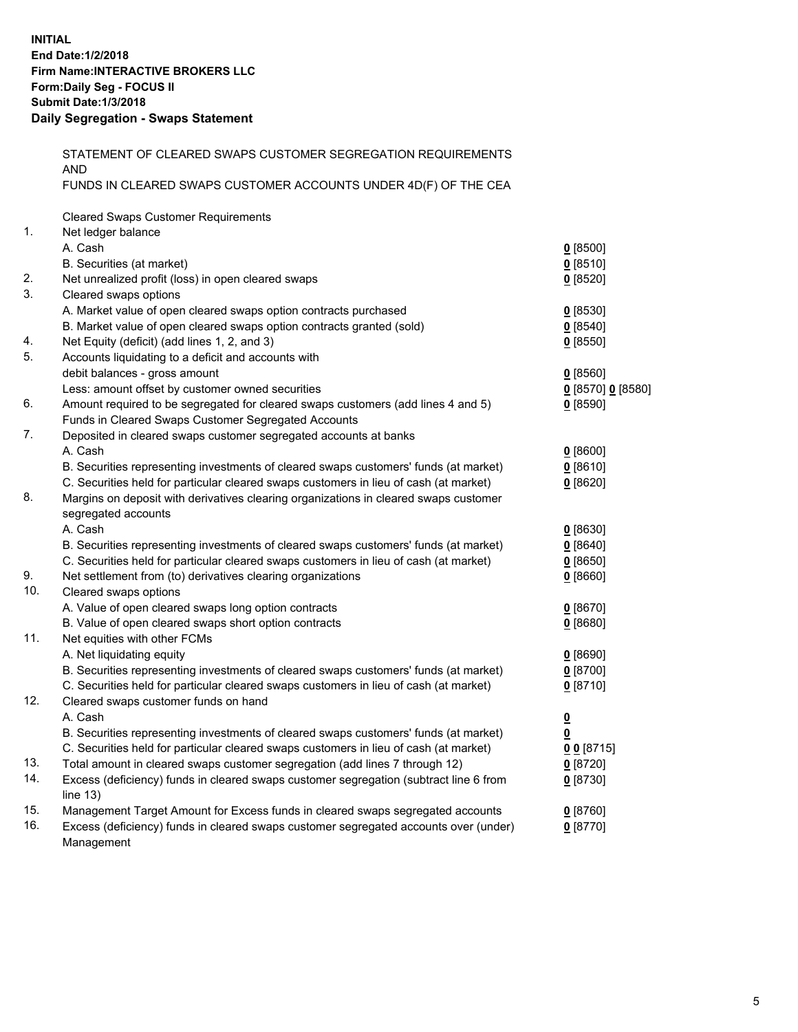**INITIAL**
**End Date:1/2/2018**
**Firm Name:INTERACTIVE BROKERS LLC**
**Form:Daily Seg - FOCUS II**
**Submit Date:1/3/2018**
**Daily Segregation - Swaps Statement**

STATEMENT OF CLEARED SWAPS CUSTOMER SEGREGATION REQUIREMENTS AND FUNDS IN CLEARED SWAPS CUSTOMER ACCOUNTS UNDER 4D(F) OF THE CEA

| | | |
|---|---|---|
| | Cleared Swaps Customer Requirements | |
| 1. | Net ledger balance | |
| | A. Cash | 0 [8500] |
| | B. Securities (at market) | 0 [8510] |
| 2. | Net unrealized profit (loss) in open cleared swaps | 0 [8520] |
| 3. | Cleared swaps options | |
| | A. Market value of open cleared swaps option contracts purchased | 0 [8530] |
| | B. Market value of open cleared swaps option contracts granted (sold) | 0 [8540] |
| 4. | Net Equity (deficit) (add lines 1, 2, and 3) | 0 [8550] |
| 5. | Accounts liquidating to a deficit and accounts with debit balances - gross amount | 0 [8560] |
| | Less: amount offset by customer owned securities | 0 [8570] 0 [8580] |
| 6. | Amount required to be segregated for cleared swaps customers (add lines 4 and 5) | 0 [8590] |
| | Funds in Cleared Swaps Customer Segregated Accounts | |
| 7. | Deposited in cleared swaps customer segregated accounts at banks | |
| | A. Cash | 0 [8600] |
| | B. Securities representing investments of cleared swaps customers' funds (at market) | 0 [8610] |
| | C. Securities held for particular cleared swaps customers in lieu of cash (at market) | 0 [8620] |
| 8. | Margins on deposit with derivatives clearing organizations in cleared swaps customer segregated accounts | |
| | A. Cash | 0 [8630] |
| | B. Securities representing investments of cleared swaps customers' funds (at market) | 0 [8640] |
| | C. Securities held for particular cleared swaps customers in lieu of cash (at market) | 0 [8650] |
| 9. | Net settlement from (to) derivatives clearing organizations | 0 [8660] |
| 10. | Cleared swaps options | |
| | A. Value of open cleared swaps long option contracts | 0 [8670] |
| | B. Value of open cleared swaps short option contracts | 0 [8680] |
| 11. | Net equities with other FCMs | |
| | A. Net liquidating equity | 0 [8690] |
| | B. Securities representing investments of cleared swaps customers' funds (at market) | 0 [8700] |
| | C. Securities held for particular cleared swaps customers in lieu of cash (at market) | 0 [8710] |
| 12. | Cleared swaps customer funds on hand | |
| | A. Cash | 0 |
| | B. Securities representing investments of cleared swaps customers' funds (at market) | 0 |
| | C. Securities held for particular cleared swaps customers in lieu of cash (at market) | 0 0 [8715] |
| 13. | Total amount in cleared swaps customer segregation (add lines 7 through 12) | 0 [8720] |
| 14. | Excess (deficiency) funds in cleared swaps customer segregation (subtract line 6 from line 13) | 0 [8730] |
| 15. | Management Target Amount for Excess funds in cleared swaps segregated accounts | 0 [8760] |
| 16. | Excess (deficiency) funds in cleared swaps customer segregated accounts over (under) Management | 0 [8770] |